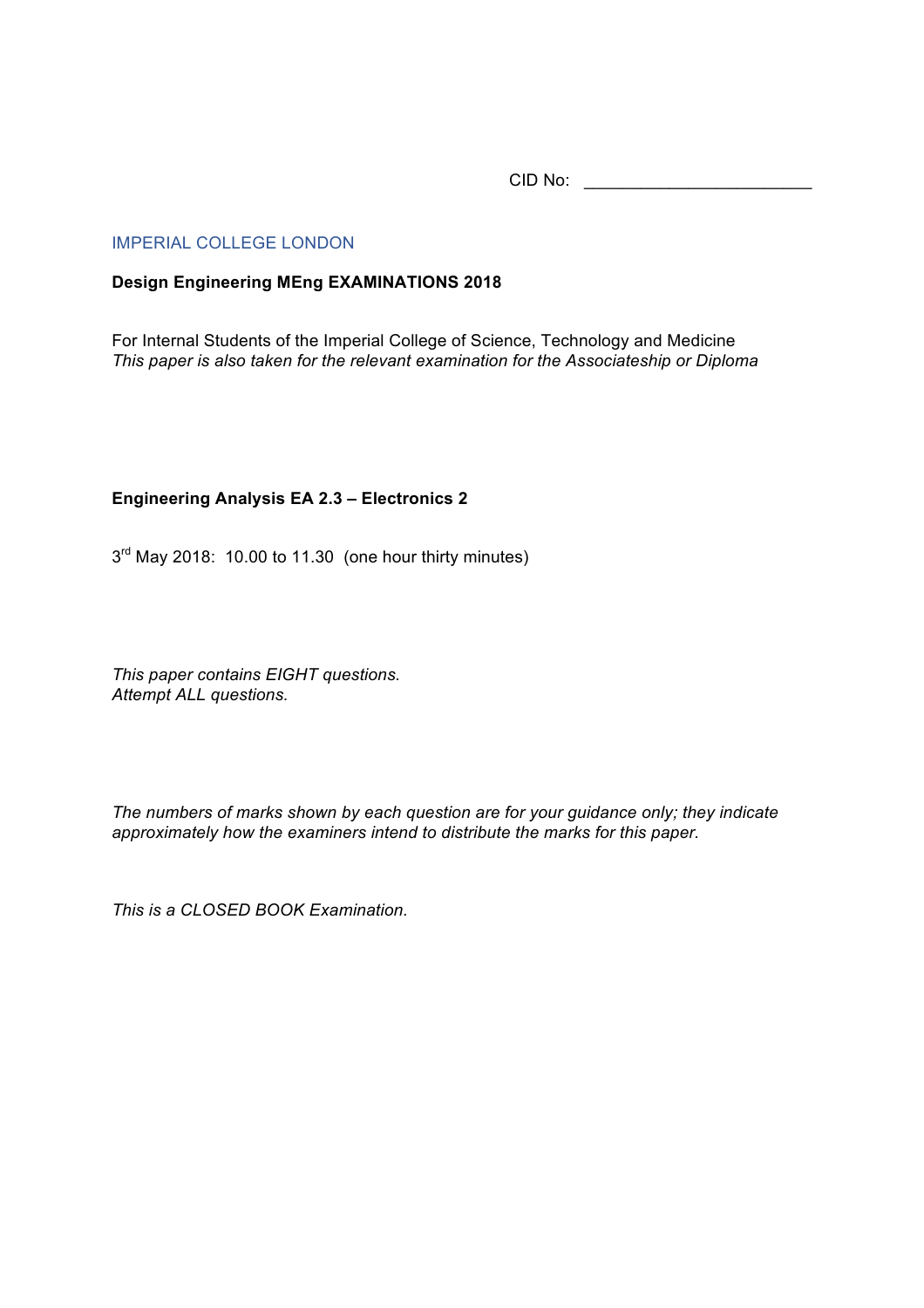CID No: ________________________

IMPERIAL COLLEGE LONDON

**Design Engineering MEng EXAMINATIONS 2018**

For Internal Students of the Imperial College of Science, Technology and Medicine
*This paper is also taken for the relevant examination for the Associateship or Diploma*

**Engineering Analysis EA 2.3 – Electronics 2**

$3^{rd}$ May 2018: 10.00 to 11.30 (one hour thirty minutes)

*This paper contains EIGHT questions.*
*Attempt ALL questions.*

*The numbers of marks shown by each question are for your guidance only; they indicate approximately how the examiners intend to distribute the marks for this paper.*

*This is a CLOSED BOOK Examination.*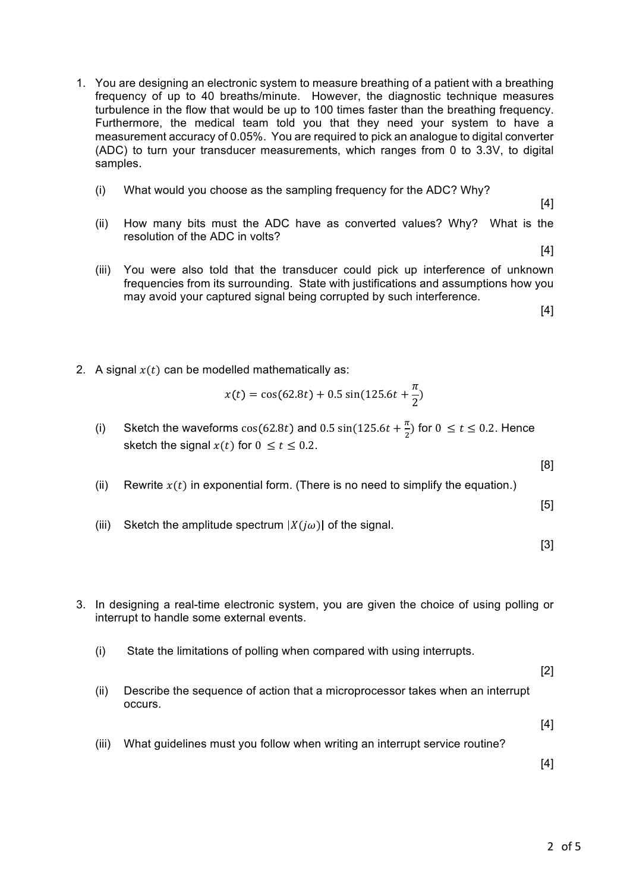1. You are designing an electronic system to measure breathing of a patient with a breathing frequency of up to 40 breaths/minute. However, the diagnostic technique measures turbulence in the flow that would be up to 100 times faster than the breathing frequency. Furthermore, the medical team told you that they need your system to have a measurement accuracy of 0.05%. You are required to pick an analogue to digital converter (ADC) to turn your transducer measurements, which ranges from 0 to 3.3V, to digital samples.

   (i) What would you choose as the sampling frequency for the ADC? Why?

   [4]

   (ii) How many bits must the ADC have as converted values? Why? What is the resolution of the ADC in volts?

   [4]

   (iii) You were also told that the transducer could pick up interference of unknown frequencies from its surrounding. State with justifications and assumptions how you may avoid your captured signal being corrupted by such interference.

   [4]

2. A signal $x(t)$ can be modelled mathematically as:

$$x(t) = \cos(62.8t) + 0.5\sin(125.6t + \frac{\pi}{2})$$

   (i) Sketch the waveforms $\cos(62.8t)$ and $0.5\sin(125.6t + \frac{\pi}{2})$ for $0 \leq t \leq 0.2$. Hence sketch the signal $x(t)$ for $0 \leq t \leq 0.2$.

   [8]

   (ii) Rewrite $x(t)$ in exponential form. (There is no need to simplify the equation.)

   [5]

   (iii) Sketch the amplitude spectrum $|X(j\omega)|$ of the signal.

   [3]

3. In designing a real-time electronic system, you are given the choice of using polling or interrupt to handle some external events.

   (i) State the limitations of polling when compared with using interrupts.

   [2]

   (ii) Describe the sequence of action that a microprocessor takes when an interrupt occurs.

   [4]

   (iii) What guidelines must you follow when writing an interrupt service routine?

   [4]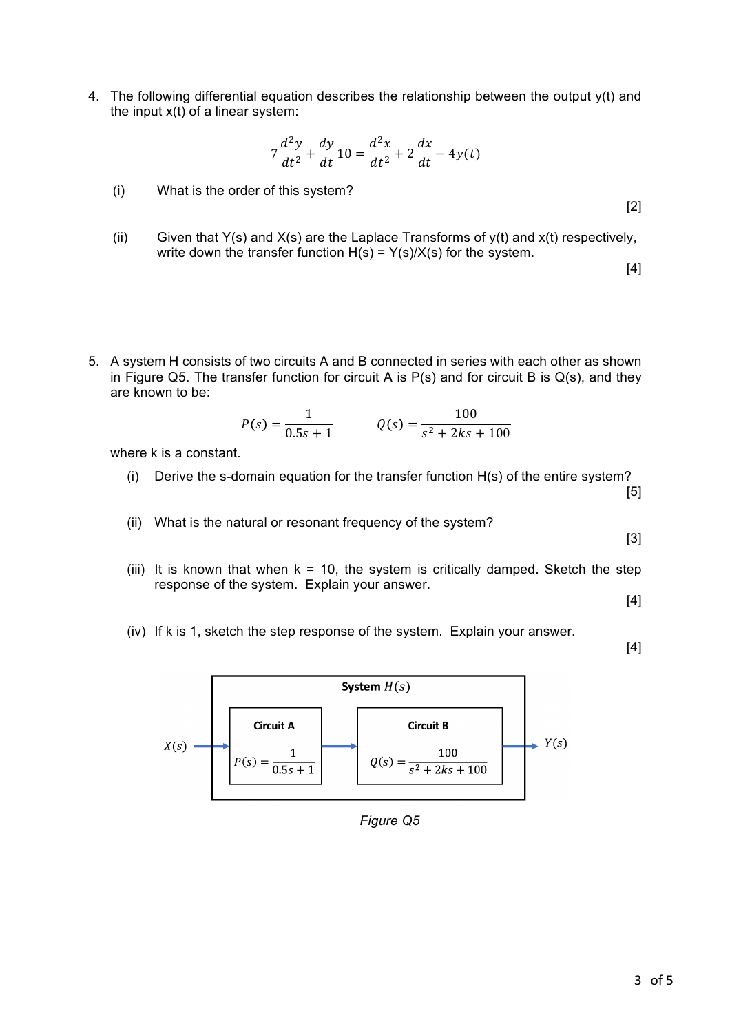4. The following differential equation describes the relationship between the output y(t) and the input x(t) of a linear system:

$$7\frac{d^2y}{dt^2} + \frac{dy}{dt}10 = \frac{d^2x}{dt^2} + 2\frac{dx}{dt} - 4y(t)$$

   (i) What is the order of this system? [2]

   (ii) Given that Y(s) and X(s) are the Laplace Transforms of y(t) and x(t) respectively, write down the transfer function H(s) = Y(s)/X(s) for the system. [4]

5. A system H consists of two circuits A and B connected in series with each other as shown in Figure Q5. The transfer function for circuit A is P(s) and for circuit B is Q(s), and they are known to be:

$$P(s) = \frac{1}{0.5s + 1} \qquad Q(s) = \frac{100}{s^2 + 2ks + 100}$$

   where k is a constant.

   (i) Derive the s-domain equation for the transfer function H(s) of the entire system? [5]

   (ii) What is the natural or resonant frequency of the system? [3]

   (iii) It is known that when k = 10, the system is critically damped. Sketch the step response of the system. Explain your answer. [4]

   (iv) If k is 1, sketch the step response of the system. Explain your answer. [4]

**System $H(s)$**

$X(s)$ → **Circuit A**: $P(s) = \frac{1}{0.5s+1}$ → **Circuit B**: $Q(s) = \frac{100}{s^2 + 2ks + 100}$ → $Y(s)$

*Figure Q5*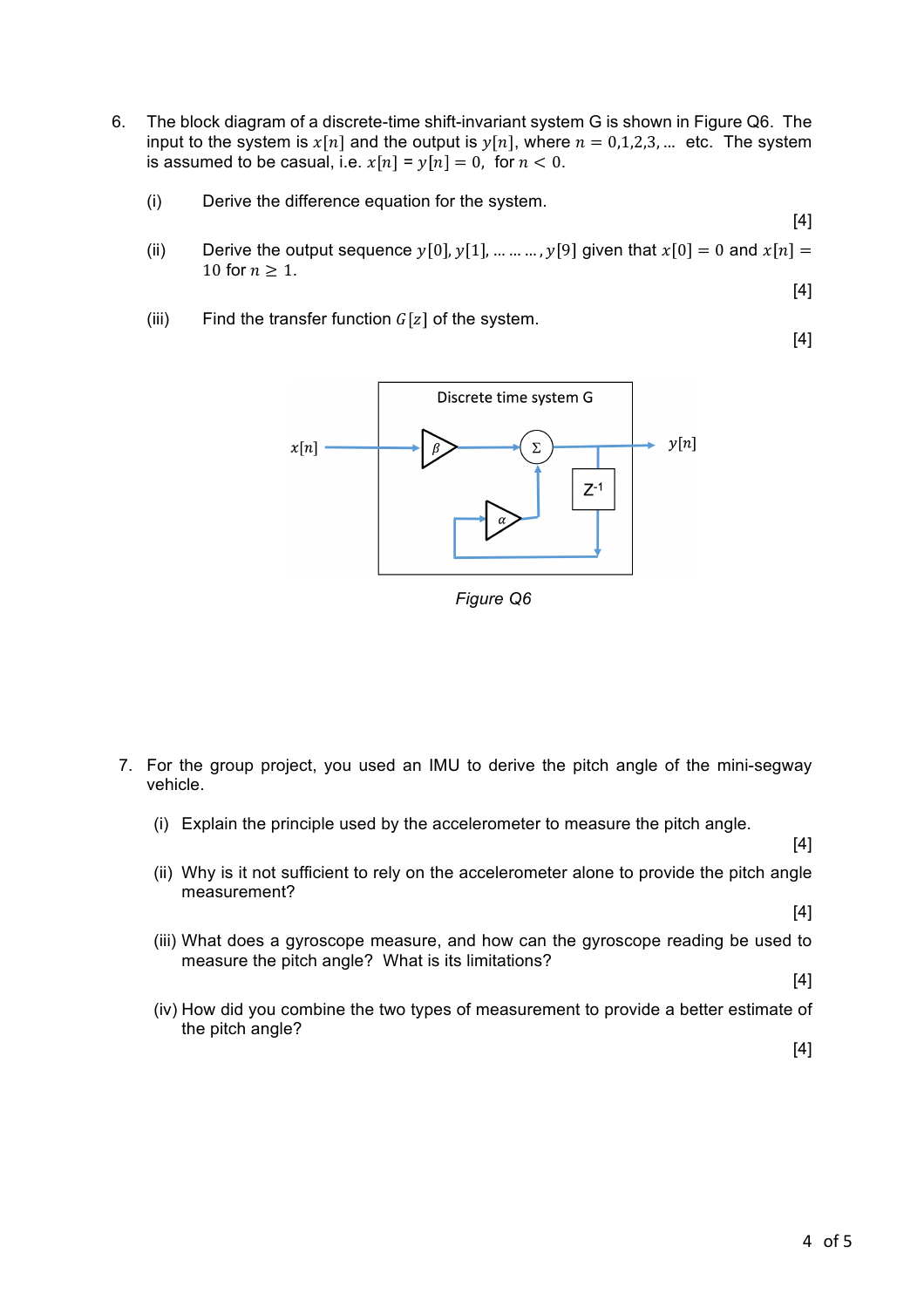6. The block diagram of a discrete-time shift-invariant system G is shown in Figure Q6. The input to the system is $x[n]$ and the output is $y[n]$, where $n = 0,1,2,3,\ldots$ etc. The system is assumed to be casual, i.e. $x[n] = y[n] = 0$, for $n < 0$.

   (i) Derive the difference equation for the system.

   [4]

   (ii) Derive the output sequence $y[0], y[1], \ldots\ldots\ldots, y[9]$ given that $x[0] = 0$ and $x[n] = 10$ for $n \geq 1$.

   [4]

   (iii) Find the transfer function $G[z]$ of the system.

   [4]

Discrete time system G

$x[n]$ $\beta$ $\Sigma$ $y[n]$ $Z^{-1}$ $\alpha$

*Figure Q6*

7. For the group project, you used an IMU to derive the pitch angle of the mini-segway vehicle.

   (i) Explain the principle used by the accelerometer to measure the pitch angle.

   [4]

   (ii) Why is it not sufficient to rely on the accelerometer alone to provide the pitch angle measurement?

   [4]

   (iii) What does a gyroscope measure, and how can the gyroscope reading be used to measure the pitch angle? What is its limitations?

   [4]

   (iv) How did you combine the two types of measurement to provide a better estimate of the pitch angle?

   [4]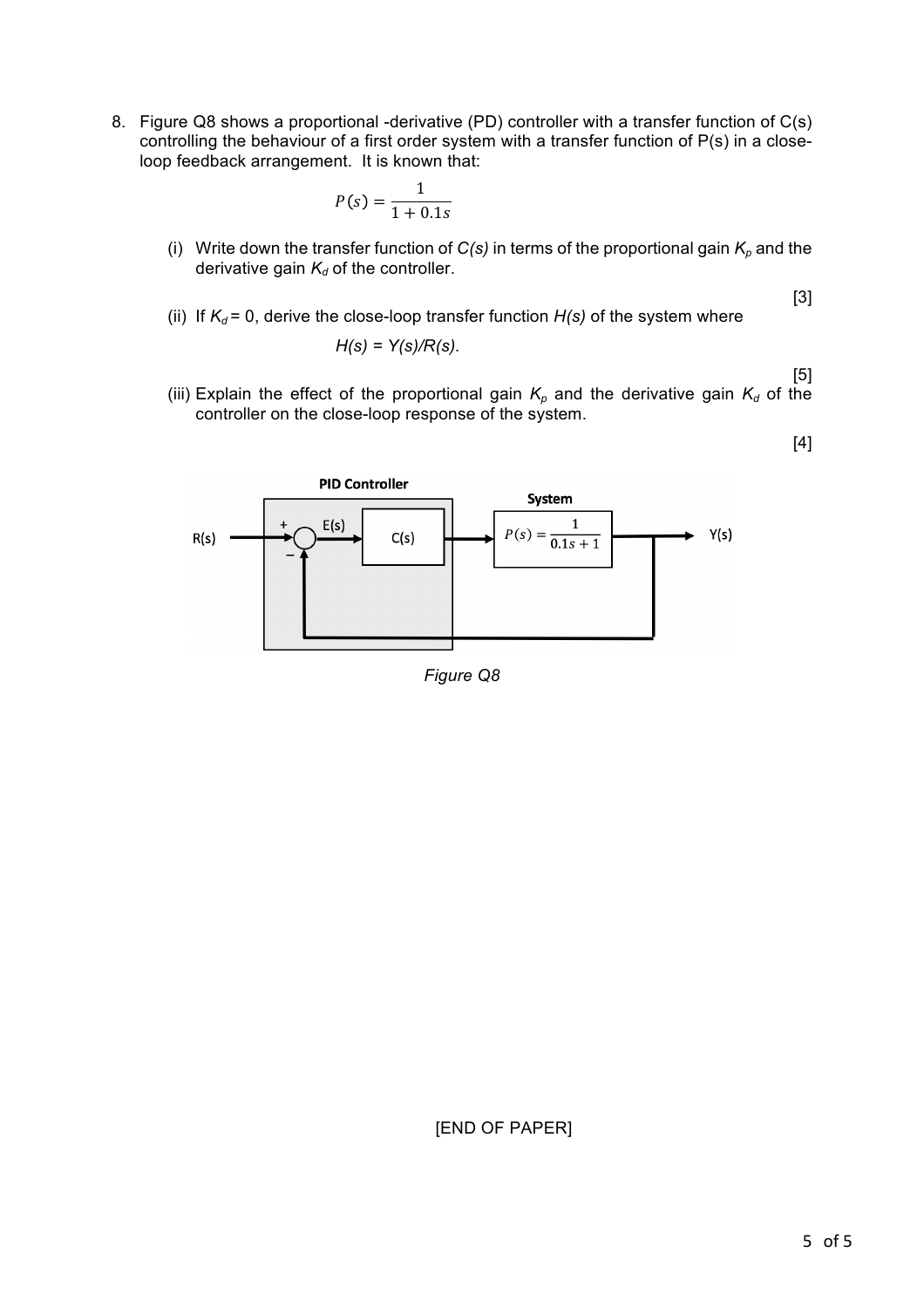8. Figure Q8 shows a proportional -derivative (PD) controller with a transfer function of C(s) controlling the behaviour of a first order system with a transfer function of P(s) in a close-loop feedback arrangement. It is known that:

$$P(s) = \frac{1}{1 + 0.1s}$$

   (i) Write down the transfer function of *C(s)* in terms of the proportional gain $K_p$ and the derivative gain $K_d$ of the controller.

   [3]

   (ii) If $K_d = 0$, derive the close-loop transfer function *H(s)* of the system where

   $H(s) = Y(s)/R(s)$.

   [5]

   (iii) Explain the effect of the proportional gain $K_p$ and the derivative gain $K_d$ of the controller on the close-loop response of the system.

   [4]

PID Controller

System

R(s)

+

−

E(s)

C(s)

$P(s) = \frac{1}{0.1s + 1}$

Y(s)

*Figure Q8*

[END OF PAPER]